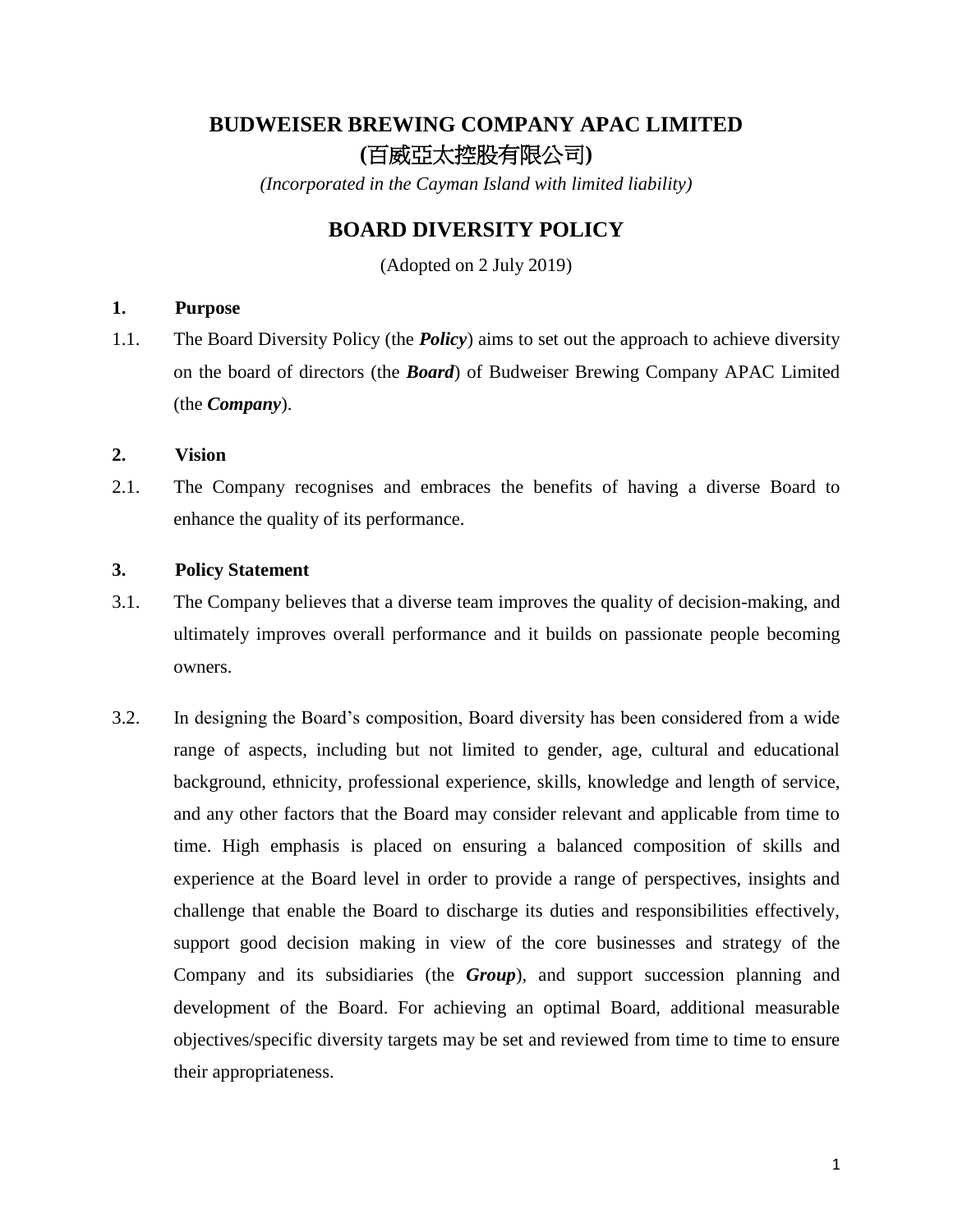# BUDWEISER BREWING COMPANY APAC LIMITED
# (百威亞太控股有限公司)

*(Incorporated in the Cayman Island with limited liability)*

## BOARD DIVERSITY POLICY

(Adopted on 2 July 2019)

### 1. Purpose

1.1. The Board Diversity Policy (the ***Policy***) aims to set out the approach to achieve diversity on the board of directors (the ***Board***) of Budweiser Brewing Company APAC Limited (the ***Company***).

### 2. Vision

2.1. The Company recognises and embraces the benefits of having a diverse Board to enhance the quality of its performance.

### 3. Policy Statement

3.1. The Company believes that a diverse team improves the quality of decision-making, and ultimately improves overall performance and it builds on passionate people becoming owners.

3.2. In designing the Board's composition, Board diversity has been considered from a wide range of aspects, including but not limited to gender, age, cultural and educational background, ethnicity, professional experience, skills, knowledge and length of service, and any other factors that the Board may consider relevant and applicable from time to time. High emphasis is placed on ensuring a balanced composition of skills and experience at the Board level in order to provide a range of perspectives, insights and challenge that enable the Board to discharge its duties and responsibilities effectively, support good decision making in view of the core businesses and strategy of the Company and its subsidiaries (the ***Group***), and support succession planning and development of the Board. For achieving an optimal Board, additional measurable objectives/specific diversity targets may be set and reviewed from time to time to ensure their appropriateness.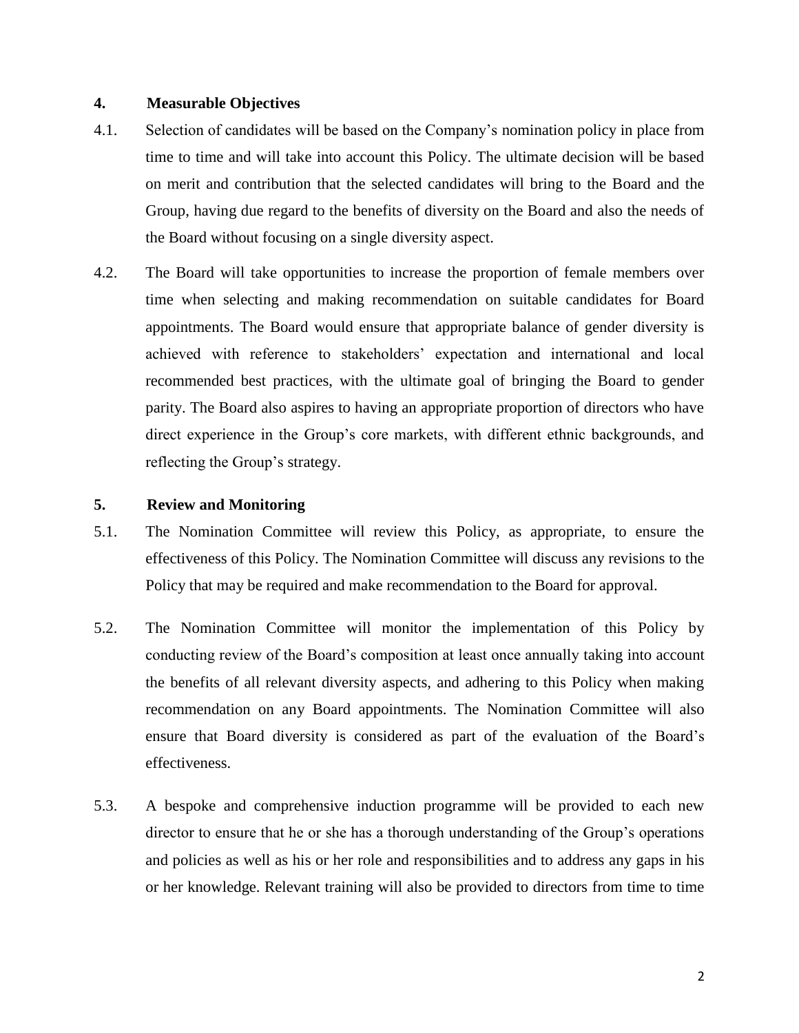## 4. Measurable Objectives

4.1. Selection of candidates will be based on the Company's nomination policy in place from time to time and will take into account this Policy. The ultimate decision will be based on merit and contribution that the selected candidates will bring to the Board and the Group, having due regard to the benefits of diversity on the Board and also the needs of the Board without focusing on a single diversity aspect.

4.2. The Board will take opportunities to increase the proportion of female members over time when selecting and making recommendation on suitable candidates for Board appointments. The Board would ensure that appropriate balance of gender diversity is achieved with reference to stakeholders' expectation and international and local recommended best practices, with the ultimate goal of bringing the Board to gender parity. The Board also aspires to having an appropriate proportion of directors who have direct experience in the Group's core markets, with different ethnic backgrounds, and reflecting the Group's strategy.

## 5. Review and Monitoring

5.1. The Nomination Committee will review this Policy, as appropriate, to ensure the effectiveness of this Policy. The Nomination Committee will discuss any revisions to the Policy that may be required and make recommendation to the Board for approval.

5.2. The Nomination Committee will monitor the implementation of this Policy by conducting review of the Board's composition at least once annually taking into account the benefits of all relevant diversity aspects, and adhering to this Policy when making recommendation on any Board appointments. The Nomination Committee will also ensure that Board diversity is considered as part of the evaluation of the Board's effectiveness.

5.3. A bespoke and comprehensive induction programme will be provided to each new director to ensure that he or she has a thorough understanding of the Group's operations and policies as well as his or her role and responsibilities and to address any gaps in his or her knowledge. Relevant training will also be provided to directors from time to time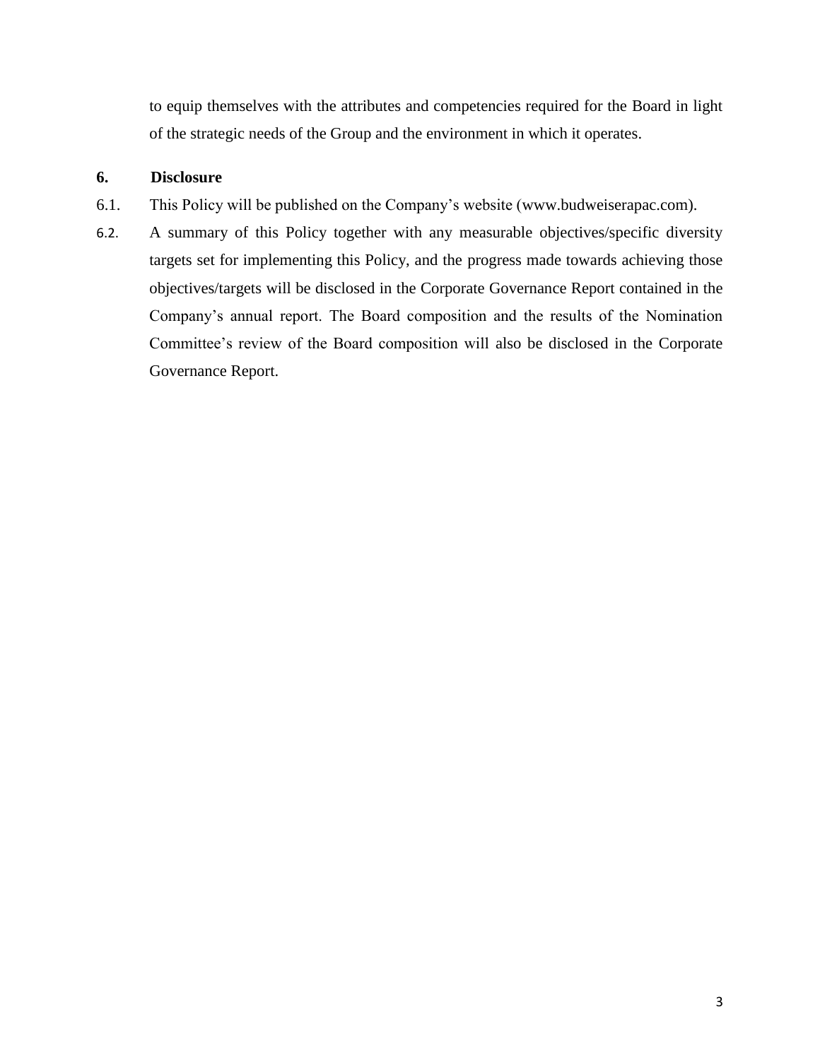to equip themselves with the attributes and competencies required for the Board in light of the strategic needs of the Group and the environment in which it operates.

## 6. Disclosure

6.1. This Policy will be published on the Company's website (www.budweiserapac.com).

6.2. A summary of this Policy together with any measurable objectives/specific diversity targets set for implementing this Policy, and the progress made towards achieving those objectives/targets will be disclosed in the Corporate Governance Report contained in the Company's annual report. The Board composition and the results of the Nomination Committee's review of the Board composition will also be disclosed in the Corporate Governance Report.